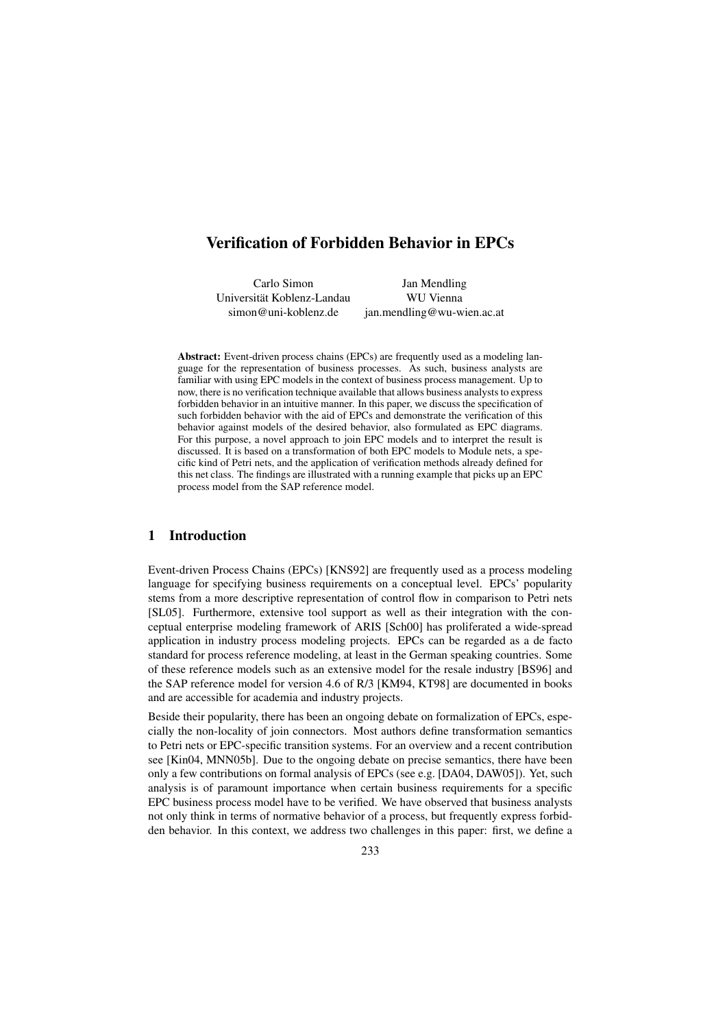# Verification of Forbidden Behavior in EPCs

Carlo Simon
Universität Koblenz-Landau
simon@uni-koblenz.de

Jan Mendling
WU Vienna
jan.mendling@wu-wien.ac.at

**Abstract:** Event-driven process chains (EPCs) are frequently used as a modeling language for the representation of business processes. As such, business analysts are familiar with using EPC models in the context of business process management. Up to now, there is no verification technique available that allows business analysts to express forbidden behavior in an intuitive manner. In this paper, we discuss the specification of such forbidden behavior with the aid of EPCs and demonstrate the verification of this behavior against models of the desired behavior, also formulated as EPC diagrams. For this purpose, a novel approach to join EPC models and to interpret the result is discussed. It is based on a transformation of both EPC models to Module nets, a specific kind of Petri nets, and the application of verification methods already defined for this net class. The findings are illustrated with a running example that picks up an EPC process model from the SAP reference model.

## 1 Introduction

Event-driven Process Chains (EPCs) [KNS92] are frequently used as a process modeling language for specifying business requirements on a conceptual level. EPCs' popularity stems from a more descriptive representation of control flow in comparison to Petri nets [SL05]. Furthermore, extensive tool support as well as their integration with the conceptual enterprise modeling framework of ARIS [Sch00] has proliferated a wide-spread application in industry process modeling projects. EPCs can be regarded as a de facto standard for process reference modeling, at least in the German speaking countries. Some of these reference models such as an extensive model for the resale industry [BS96] and the SAP reference model for version 4.6 of R/3 [KM94, KT98] are documented in books and are accessible for academia and industry projects.

Beside their popularity, there has been an ongoing debate on formalization of EPCs, especially the non-locality of join connectors. Most authors define transformation semantics to Petri nets or EPC-specific transition systems. For an overview and a recent contribution see [Kin04, MNN05b]. Due to the ongoing debate on precise semantics, there have been only a few contributions on formal analysis of EPCs (see e.g. [DA04, DAW05]). Yet, such analysis is of paramount importance when certain business requirements for a specific EPC business process model have to be verified. We have observed that business analysts not only think in terms of normative behavior of a process, but frequently express forbidden behavior. In this context, we address two challenges in this paper: first, we define a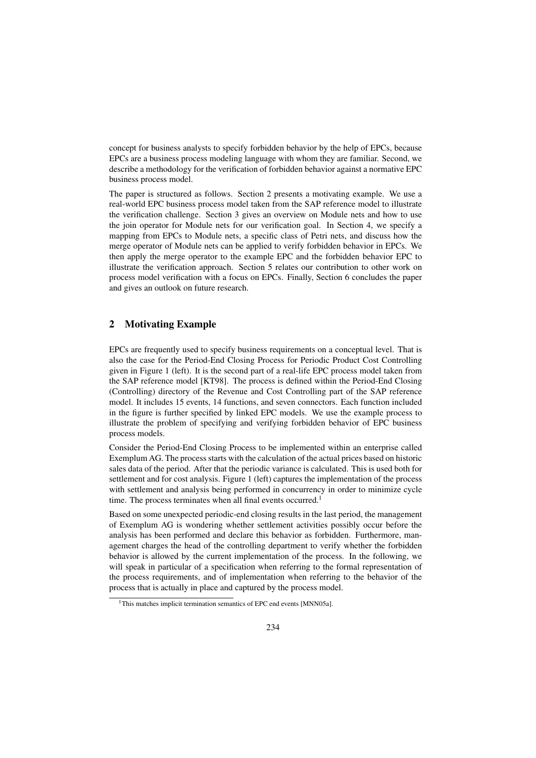concept for business analysts to specify forbidden behavior by the help of EPCs, because EPCs are a business process modeling language with whom they are familiar. Second, we describe a methodology for the verification of forbidden behavior against a normative EPC business process model.

The paper is structured as follows. Section 2 presents a motivating example. We use a real-world EPC business process model taken from the SAP reference model to illustrate the verification challenge. Section 3 gives an overview on Module nets and how to use the join operator for Module nets for our verification goal. In Section 4, we specify a mapping from EPCs to Module nets, a specific class of Petri nets, and discuss how the merge operator of Module nets can be applied to verify forbidden behavior in EPCs. We then apply the merge operator to the example EPC and the forbidden behavior EPC to illustrate the verification approach. Section 5 relates our contribution to other work on process model verification with a focus on EPCs. Finally, Section 6 concludes the paper and gives an outlook on future research.

## 2 Motivating Example

EPCs are frequently used to specify business requirements on a conceptual level. That is also the case for the Period-End Closing Process for Periodic Product Cost Controlling given in Figure 1 (left). It is the second part of a real-life EPC process model taken from the SAP reference model [KT98]. The process is defined within the Period-End Closing (Controlling) directory of the Revenue and Cost Controlling part of the SAP reference model. It includes 15 events, 14 functions, and seven connectors. Each function included in the figure is further specified by linked EPC models. We use the example process to illustrate the problem of specifying and verifying forbidden behavior of EPC business process models.

Consider the Period-End Closing Process to be implemented within an enterprise called Exemplum AG. The process starts with the calculation of the actual prices based on historic sales data of the period. After that the periodic variance is calculated. This is used both for settlement and for cost analysis. Figure 1 (left) captures the implementation of the process with settlement and analysis being performed in concurrency in order to minimize cycle time. The process terminates when all final events occurred.[1]

Based on some unexpected periodic-end closing results in the last period, the management of Exemplum AG is wondering whether settlement activities possibly occur before the analysis has been performed and declare this behavior as forbidden. Furthermore, management charges the head of the controlling department to verify whether the forbidden behavior is allowed by the current implementation of the process. In the following, we will speak in particular of a specification when referring to the formal representation of the process requirements, and of implementation when referring to the behavior of the process that is actually in place and captured by the process model.

[1] This matches implicit termination semantics of EPC end events [MNN05a].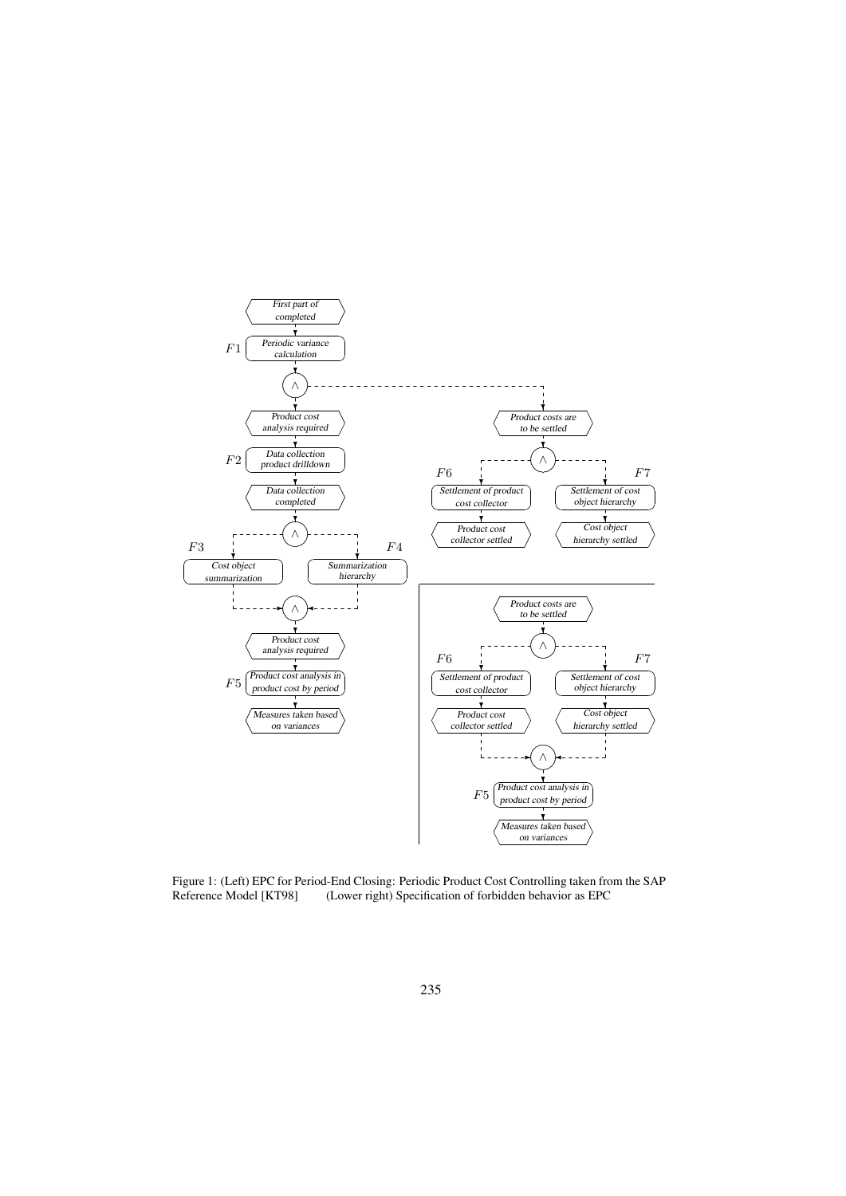Figure 1: (Left) EPC for Period-End Closing: Periodic Product Cost Controlling taken from the SAP Reference Model [KT98] (Lower right) Specification of forbidden behavior as EPC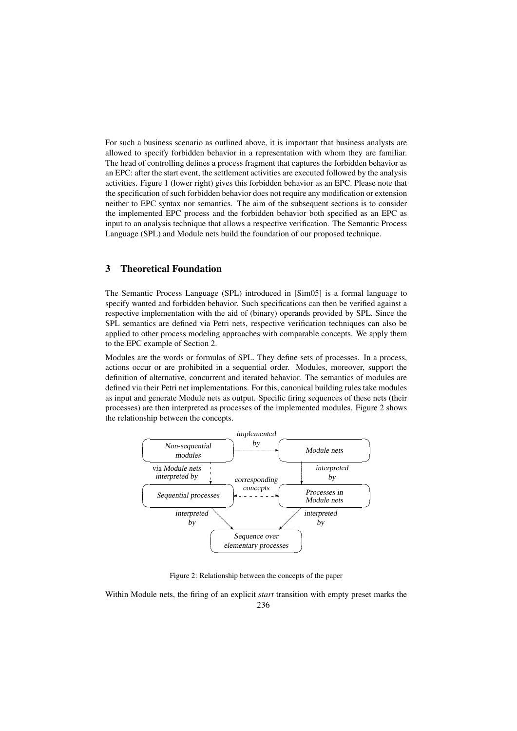For such a business scenario as outlined above, it is important that business analysts are allowed to specify forbidden behavior in a representation with whom they are familiar. The head of controlling defines a process fragment that captures the forbidden behavior as an EPC: after the start event, the settlement activities are executed followed by the analysis activities. Figure 1 (lower right) gives this forbidden behavior as an EPC. Please note that the specification of such forbidden behavior does not require any modification or extension neither to EPC syntax nor semantics. The aim of the subsequent sections is to consider the implemented EPC process and the forbidden behavior both specified as an EPC as input to an analysis technique that allows a respective verification. The Semantic Process Language (SPL) and Module nets build the foundation of our proposed technique.

## 3 Theoretical Foundation

The Semantic Process Language (SPL) introduced in [Sim05] is a formal language to specify wanted and forbidden behavior. Such specifications can then be verified against a respective implementation with the aid of (binary) operands provided by SPL. Since the SPL semantics are defined via Petri nets, respective verification techniques can also be applied to other process modeling approaches with comparable concepts. We apply them to the EPC example of Section 2.

Modules are the words or formulas of SPL. They define sets of processes. In a process, actions occur or are prohibited in a sequential order. Modules, moreover, support the definition of alternative, concurrent and iterated behavior. The semantics of modules are defined via their Petri net implementations. For this, canonical building rules take modules as input and generate Module nets as output. Specific firing sequences of these nets (their processes) are then interpreted as processes of the implemented modules. Figure 2 shows the relationship between the concepts.

Figure 2: Relationship between the concepts of the paper

Within Module nets, the firing of an explicit *start* transition with empty preset marks the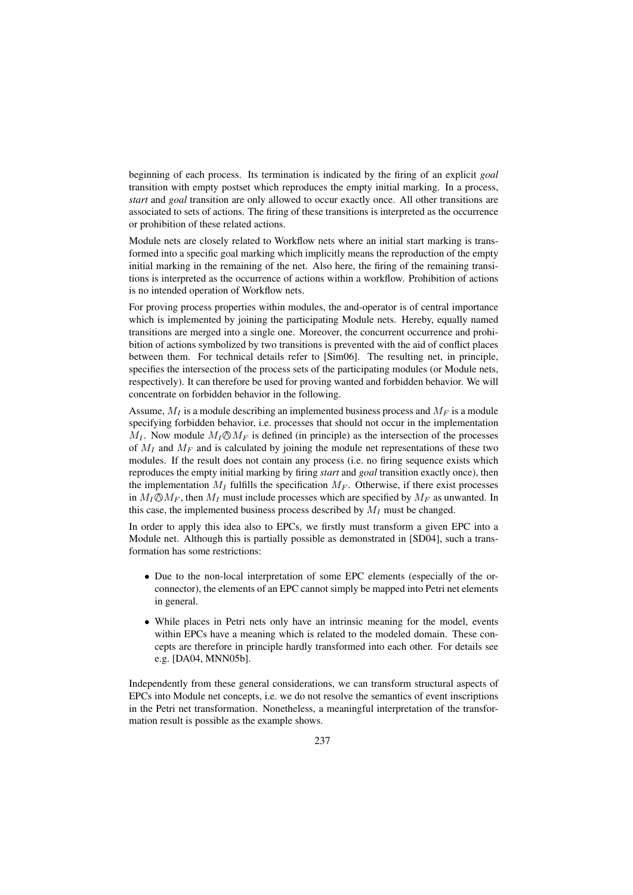beginning of each process. Its termination is indicated by the firing of an explicit *goal* transition with empty postset which reproduces the empty initial marking. In a process, *start* and *goal* transition are only allowed to occur exactly once. All other transitions are associated to sets of actions. The firing of these transitions is interpreted as the occurrence or prohibition of these related actions.

Module nets are closely related to Workflow nets where an initial start marking is transformed into a specific goal marking which implicitly means the reproduction of the empty initial marking in the remaining of the net. Also here, the firing of the remaining transitions is interpreted as the occurrence of actions within a workflow. Prohibition of actions is no intended operation of Workflow nets.

For proving process properties within modules, the and-operator is of central importance which is implemented by joining the participating Module nets. Hereby, equally named transitions are merged into a single one. Moreover, the concurrent occurrence and prohibition of actions symbolized by two transitions is prevented with the aid of conflict places between them. For technical details refer to [Sim06]. The resulting net, in principle, specifies the intersection of the process sets of the participating modules (or Module nets, respectively). It can therefore be used for proving wanted and forbidden behavior. We will concentrate on forbidden behavior in the following.

Assume, $M_I$ is a module describing an implemented business process and $M_F$ is a module specifying forbidden behavior, i.e. processes that should not occur in the implementation $M_I$. Now module $M_I \oslash M_F$ is defined (in principle) as the intersection of the processes of $M_I$ and $M_F$ and is calculated by joining the module net representations of these two modules. If the result does not contain any process (i.e. no firing sequence exists which reproduces the empty initial marking by firing *start* and *goal* transition exactly once), then the implementation $M_I$ fulfills the specification $M_F$. Otherwise, if there exist processes in $M_I \oslash M_F$, then $M_I$ must include processes which are specified by $M_F$ as unwanted. In this case, the implemented business process described by $M_I$ must be changed.

In order to apply this idea also to EPCs, we firstly must transform a given EPC into a Module net. Although this is partially possible as demonstrated in [SD04], such a transformation has some restrictions:

- Due to the non-local interpretation of some EPC elements (especially of the or-connector), the elements of an EPC cannot simply be mapped into Petri net elements in general.
- While places in Petri nets only have an intrinsic meaning for the model, events within EPCs have a meaning which is related to the modeled domain. These concepts are therefore in principle hardly transformed into each other. For details see e.g. [DA04, MNN05b].

Independently from these general considerations, we can transform structural aspects of EPCs into Module net concepts, i.e. we do not resolve the semantics of event inscriptions in the Petri net transformation. Nonetheless, a meaningful interpretation of the transformation result is possible as the example shows.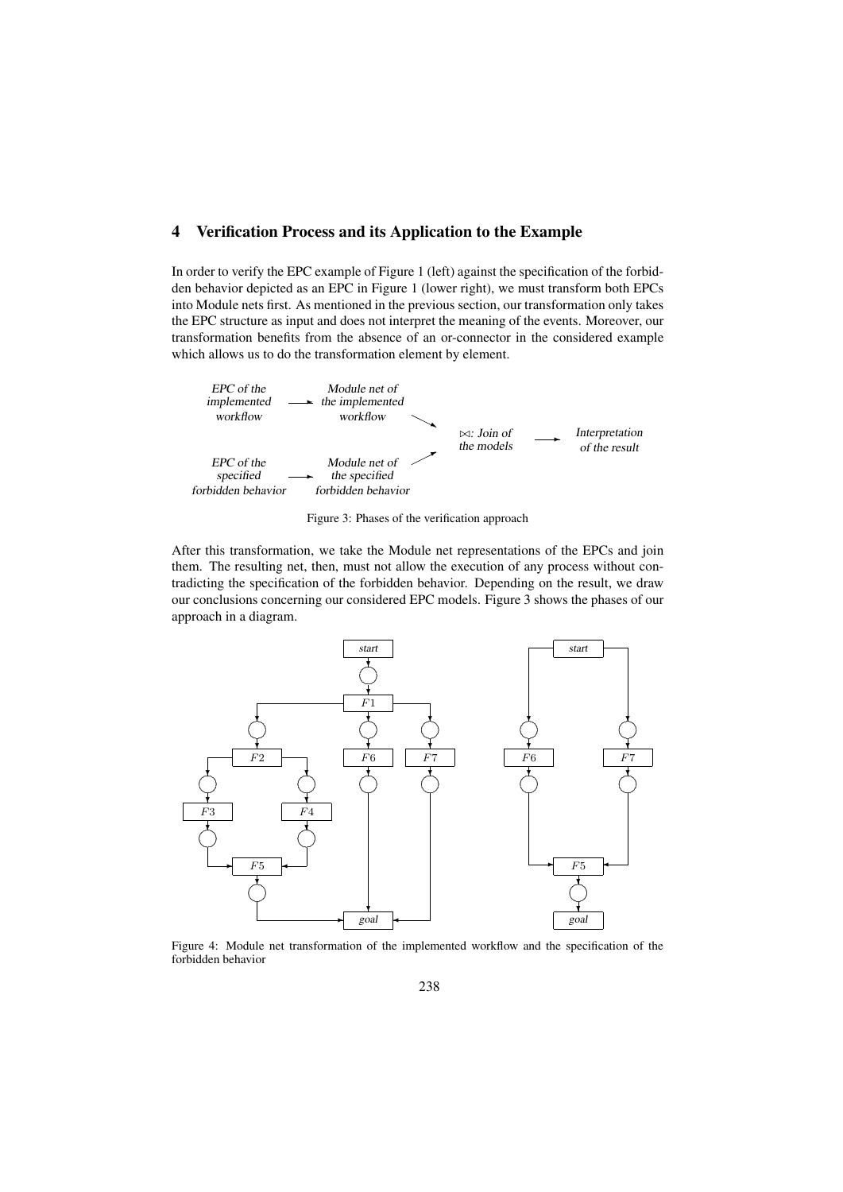## 4 Verification Process and its Application to the Example

In order to verify the EPC example of Figure 1 (left) against the specification of the forbidden behavior depicted as an EPC in Figure 1 (lower right), we must transform both EPCs into Module nets first. As mentioned in the previous section, our transformation only takes the EPC structure as input and does not interpret the meaning of the events. Moreover, our transformation benefits from the absence of an or-connector in the considered example which allows us to do the transformation element by element.

Figure 3: Phases of the verification approach

After this transformation, we take the Module net representations of the EPCs and join them. The resulting net, then, must not allow the execution of any process without contradicting the specification of the forbidden behavior. Depending on the result, we draw our conclusions concerning our considered EPC models. Figure 3 shows the phases of our approach in a diagram.

Figure 4: Module net transformation of the implemented workflow and the specification of the forbidden behavior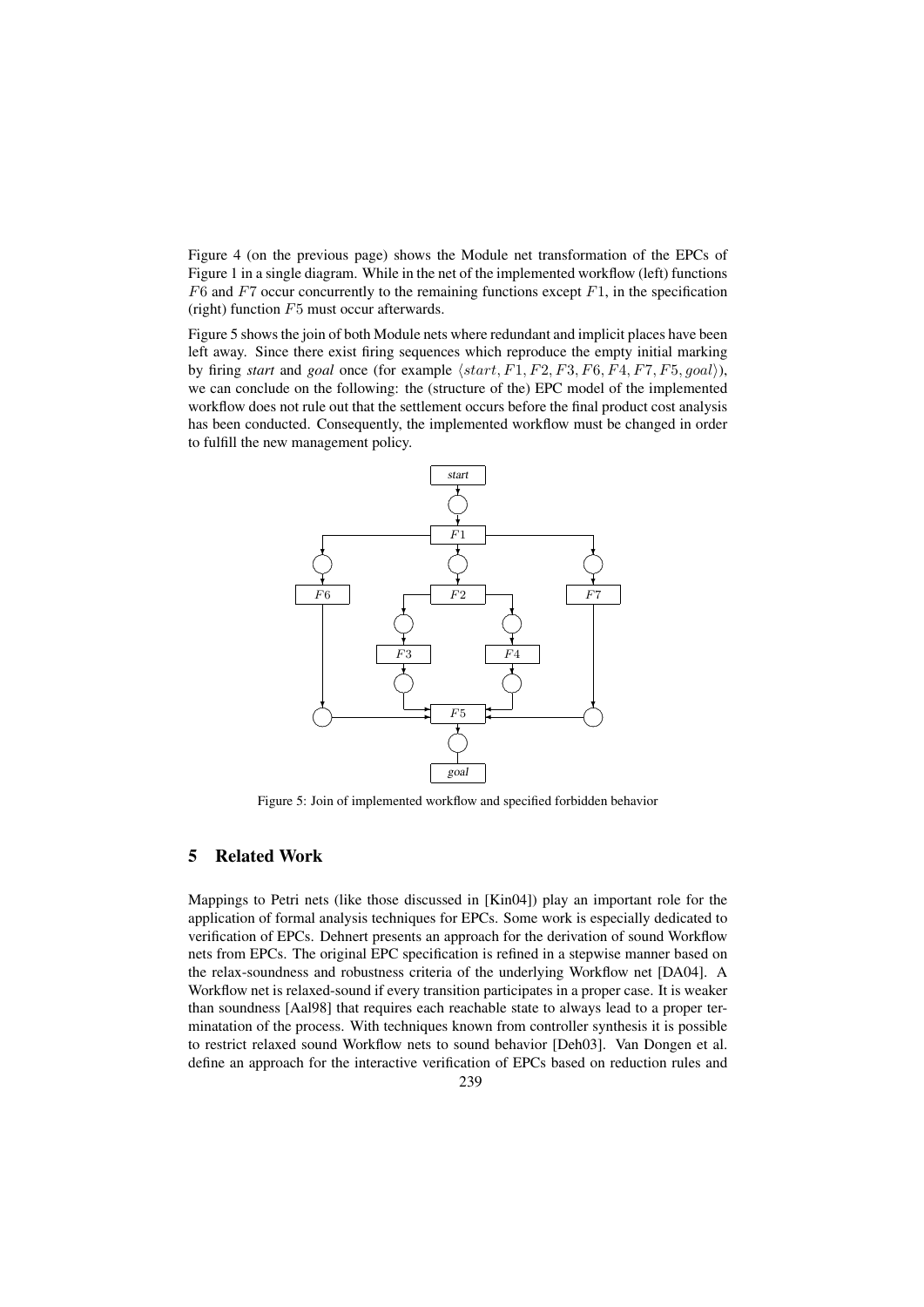Figure 4 (on the previous page) shows the Module net transformation of the EPCs of Figure 1 in a single diagram. While in the net of the implemented workflow (left) functions $F6$ and $F7$ occur concurrently to the remaining functions except $F1$, in the specification (right) function $F5$ must occur afterwards.

Figure 5 shows the join of both Module nets where redundant and implicit places have been left away. Since there exist firing sequences which reproduce the empty initial marking by firing *start* and *goal* once (for example $\langle start, F1, F2, F3, F6, F4, F7, F5, goal \rangle$), we can conclude on the following: the (structure of the) EPC model of the implemented workflow does not rule out that the settlement occurs before the final product cost analysis has been conducted. Consequently, the implemented workflow must be changed in order to fulfill the new management policy.

Figure 5: Join of implemented workflow and specified forbidden behavior

## 5 Related Work

Mappings to Petri nets (like those discussed in [Kin04]) play an important role for the application of formal analysis techniques for EPCs. Some work is especially dedicated to verification of EPCs. Dehnert presents an approach for the derivation of sound Workflow nets from EPCs. The original EPC specification is refined in a stepwise manner based on the relax-soundness and robustness criteria of the underlying Workflow net [DA04]. A Workflow net is relaxed-sound if every transition participates in a proper case. It is weaker than soundness [Aal98] that requires each reachable state to always lead to a proper terminatation of the process. With techniques known from controller synthesis it is possible to restrict relaxed sound Workflow nets to sound behavior [Deh03]. Van Dongen et al. define an approach for the interactive verification of EPCs based on reduction rules and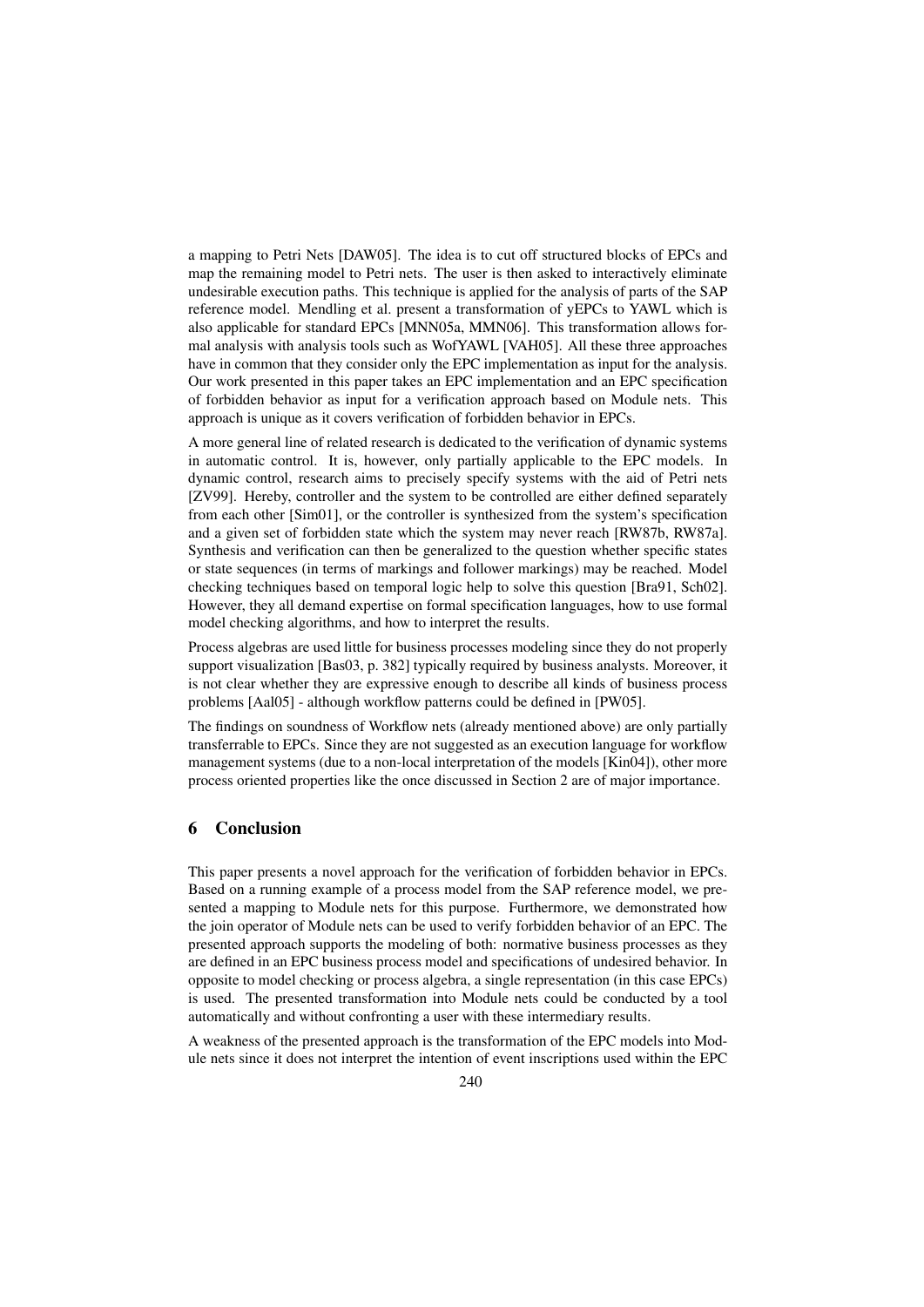a mapping to Petri Nets [DAW05]. The idea is to cut off structured blocks of EPCs and map the remaining model to Petri nets. The user is then asked to interactively eliminate undesirable execution paths. This technique is applied for the analysis of parts of the SAP reference model. Mendling et al. present a transformation of yEPCs to YAWL which is also applicable for standard EPCs [MNN05a, MMN06]. This transformation allows formal analysis with analysis tools such as WofYAWL [VAH05]. All these three approaches have in common that they consider only the EPC implementation as input for the analysis. Our work presented in this paper takes an EPC implementation and an EPC specification of forbidden behavior as input for a verification approach based on Module nets. This approach is unique as it covers verification of forbidden behavior in EPCs.

A more general line of related research is dedicated to the verification of dynamic systems in automatic control. It is, however, only partially applicable to the EPC models. In dynamic control, research aims to precisely specify systems with the aid of Petri nets [ZV99]. Hereby, controller and the system to be controlled are either defined separately from each other [Sim01], or the controller is synthesized from the system's specification and a given set of forbidden state which the system may never reach [RW87b, RW87a]. Synthesis and verification can then be generalized to the question whether specific states or state sequences (in terms of markings and follower markings) may be reached. Model checking techniques based on temporal logic help to solve this question [Bra91, Sch02]. However, they all demand expertise on formal specification languages, how to use formal model checking algorithms, and how to interpret the results.

Process algebras are used little for business processes modeling since they do not properly support visualization [Bas03, p. 382] typically required by business analysts. Moreover, it is not clear whether they are expressive enough to describe all kinds of business process problems [Aal05] - although workflow patterns could be defined in [PW05].

The findings on soundness of Workflow nets (already mentioned above) are only partially transferrable to EPCs. Since they are not suggested as an execution language for workflow management systems (due to a non-local interpretation of the models [Kin04]), other more process oriented properties like the once discussed in Section 2 are of major importance.

## 6 Conclusion

This paper presents a novel approach for the verification of forbidden behavior in EPCs. Based on a running example of a process model from the SAP reference model, we presented a mapping to Module nets for this purpose. Furthermore, we demonstrated how the join operator of Module nets can be used to verify forbidden behavior of an EPC. The presented approach supports the modeling of both: normative business processes as they are defined in an EPC business process model and specifications of undesired behavior. In opposite to model checking or process algebra, a single representation (in this case EPCs) is used. The presented transformation into Module nets could be conducted by a tool automatically and without confronting a user with these intermediary results.

A weakness of the presented approach is the transformation of the EPC models into Module nets since it does not interpret the intention of event inscriptions used within the EPC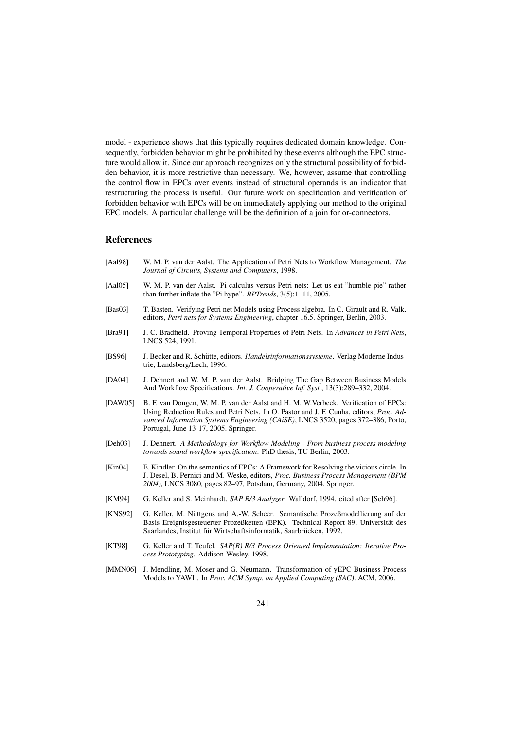model - experience shows that this typically requires dedicated domain knowledge. Consequently, forbidden behavior might be prohibited by these events although the EPC structure would allow it. Since our approach recognizes only the structural possibility of forbidden behavior, it is more restrictive than necessary. We, however, assume that controlling the control flow in EPCs over events instead of structural operands is an indicator that restructuring the process is useful. Our future work on specification and verification of forbidden behavior with EPCs will be on immediately applying our method to the original EPC models. A particular challenge will be the definition of a join for or-connectors.

## References

- [Aal98] W. M. P. van der Aalst. The Application of Petri Nets to Workflow Management. *The Journal of Circuits, Systems and Computers*, 1998.
- [Aal05] W. M. P. van der Aalst. Pi calculus versus Petri nets: Let us eat "humble pie" rather than further inflate the "Pi hype". *BPTrends*, 3(5):1–11, 2005.
- [Bas03] T. Basten. Verifying Petri net Models using Process algebra. In C. Girault and R. Valk, editors, *Petri nets for Systems Engineering*, chapter 16.5. Springer, Berlin, 2003.
- [Bra91] J. C. Bradfield. Proving Temporal Properties of Petri Nets. In *Advances in Petri Nets*, LNCS 524, 1991.
- [BS96] J. Becker and R. Schütte, editors. *Handelsinformationssysteme*. Verlag Moderne Industrie, Landsberg/Lech, 1996.
- [DA04] J. Dehnert and W. M. P. van der Aalst. Bridging The Gap Between Business Models And Workflow Specifications. *Int. J. Cooperative Inf. Syst.*, 13(3):289–332, 2004.
- [DAW05] B. F. van Dongen, W. M. P. van der Aalst and H. M. W.Verbeek. Verification of EPCs: Using Reduction Rules and Petri Nets. In O. Pastor and J. F. Cunha, editors, *Proc. Advanced Information Systems Engineering (CAiSE)*, LNCS 3520, pages 372–386, Porto, Portugal, June 13-17, 2005. Springer.
- [Deh03] J. Dehnert. *A Methodology for Workflow Modeling - From business process modeling towards sound workflow specification*. PhD thesis, TU Berlin, 2003.
- [Kin04] E. Kindler. On the semantics of EPCs: A Framework for Resolving the vicious circle. In J. Desel, B. Pernici and M. Weske, editors, *Proc. Business Process Management (BPM 2004)*, LNCS 3080, pages 82–97, Potsdam, Germany, 2004. Springer.
- [KM94] G. Keller and S. Meinhardt. *SAP R/3 Analyzer*. Walldorf, 1994. cited after [Sch96].
- [KNS92] G. Keller, M. Nüttgens and A.-W. Scheer. Semantische Prozeßmodellierung auf der Basis Ereignisgesteuerter Prozeßketten (EPK). Technical Report 89, Universität des Saarlandes, Institut für Wirtschaftsinformatik, Saarbrücken, 1992.
- [KT98] G. Keller and T. Teufel. *SAP(R) R/3 Process Oriented Implementation: Iterative Process Prototyping*. Addison-Wesley, 1998.
- [MMN06] J. Mendling, M. Moser and G. Neumann. Transformation of yEPC Business Process Models to YAWL. In *Proc. ACM Symp. on Applied Computing (SAC)*. ACM, 2006.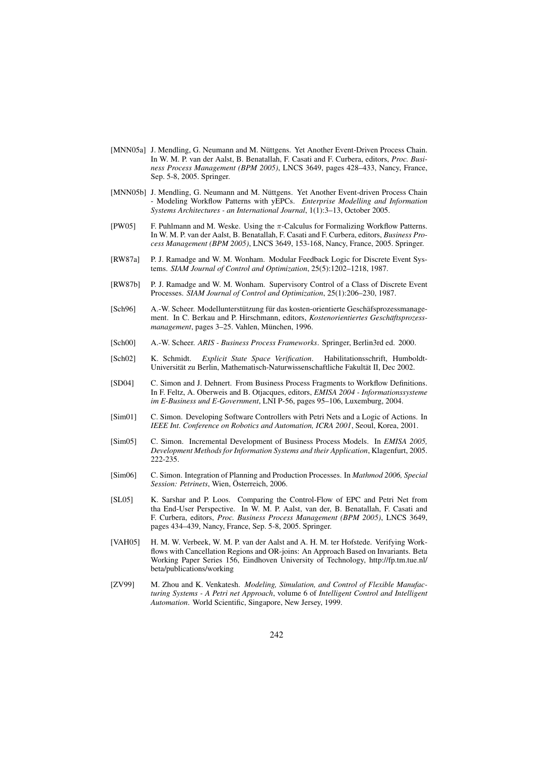[MNN05a] J. Mendling, G. Neumann and M. Nüttgens. Yet Another Event-Driven Process Chain. In W. M. P. van der Aalst, B. Benatallah, F. Casati and F. Curbera, editors, *Proc. Business Process Management (BPM 2005)*, LNCS 3649, pages 428–433, Nancy, France, Sep. 5-8, 2005. Springer.

[MNN05b] J. Mendling, G. Neumann and M. Nüttgens. Yet Another Event-driven Process Chain - Modeling Workflow Patterns with yEPCs. *Enterprise Modelling and Information Systems Architectures - an International Journal*, 1(1):3–13, October 2005.

[PW05] F. Puhlmann and M. Weske. Using the $\pi$-Calculus for Formalizing Workflow Patterns. In W. M. P. van der Aalst, B. Benatallah, F. Casati and F. Curbera, editors, *Business Process Management (BPM 2005)*, LNCS 3649, 153-168, Nancy, France, 2005. Springer.

[RW87a] P. J. Ramadge and W. M. Wonham. Modular Feedback Logic for Discrete Event Systems. *SIAM Journal of Control and Optimization*, 25(5):1202–1218, 1987.

[RW87b] P. J. Ramadge and W. M. Wonham. Supervisory Control of a Class of Discrete Event Processes. *SIAM Journal of Control and Optimization*, 25(1):206–230, 1987.

[Sch96] A.-W. Scheer. Modellunterstützung für das kosten-orientierte Geschäfsprozessmanagement. In C. Berkau and P. Hirschmann, editors, *Kostenorientiertes Geschäftsprozessmanagement*, pages 3–25. Vahlen, München, 1996.

[Sch00] A.-W. Scheer. *ARIS - Business Process Frameworks*. Springer, Berlin3rd ed. 2000.

[Sch02] K. Schmidt. *Explicit State Space Verification*. Habilitationsschrift, Humboldt-Universität zu Berlin, Mathematisch-Naturwissenschaftliche Fakultät II, Dec 2002.

[SD04] C. Simon and J. Dehnert. From Business Process Fragments to Workflow Definitions. In F. Feltz, A. Oberweis and B. Otjacques, editors, *EMISA 2004 - Informationssysteme im E-Business und E-Government*, LNI P-56, pages 95–106, Luxemburg, 2004.

[Sim01] C. Simon. Developing Software Controllers with Petri Nets and a Logic of Actions. In *IEEE Int. Conference on Robotics and Automation, ICRA 2001*, Seoul, Korea, 2001.

[Sim05] C. Simon. Incremental Development of Business Process Models. In *EMISA 2005, Development Methods for Information Systems and their Application*, Klagenfurt, 2005. 222-235.

[Sim06] C. Simon. Integration of Planning and Production Processes. In *Mathmod 2006, Special Session: Petrinets*, Wien, Österreich, 2006.

[SL05] K. Sarshar and P. Loos. Comparing the Control-Flow of EPC and Petri Net from tha End-User Perspective. In W. M. P. Aalst, van der, B. Benatallah, F. Casati and F. Curbera, editors, *Proc. Business Process Management (BPM 2005)*, LNCS 3649, pages 434–439, Nancy, France, Sep. 5-8, 2005. Springer.

[VAH05] H. M. W. Verbeek, W. M. P. van der Aalst and A. H. M. ter Hofstede. Verifying Workflows with Cancellation Regions and OR-joins: An Approach Based on Invariants. Beta Working Paper Series 156, Eindhoven University of Technology, http://fp.tm.tue.nl/beta/publications/working

[ZV99] M. Zhou and K. Venkatesh. *Modeling, Simulation, and Control of Flexible Manufacturing Systems - A Petri net Approach*, volume 6 of *Intelligent Control and Intelligent Automation*. World Scientific, Singapore, New Jersey, 1999.